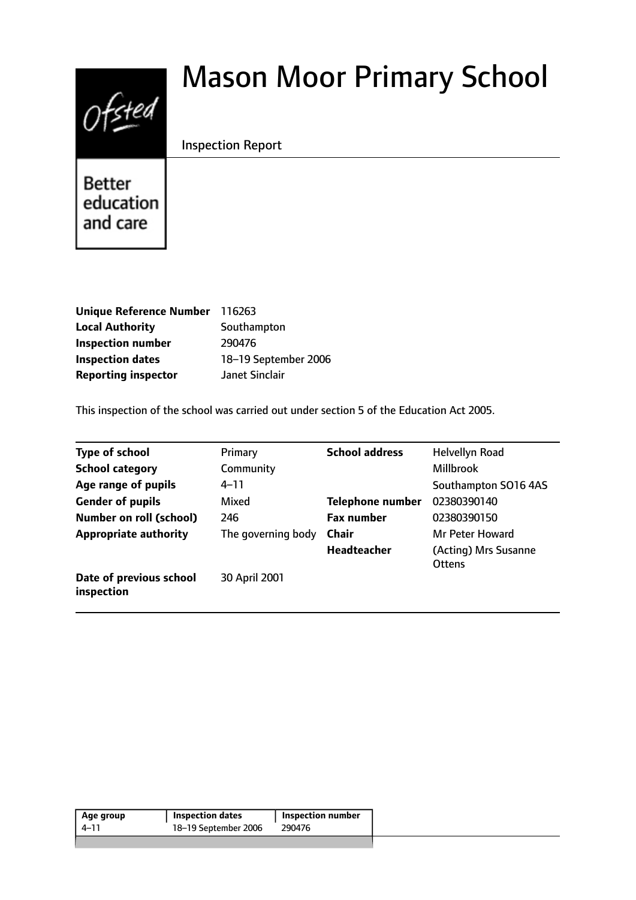# Mason Moor Primary School

Inspection Report

Better education and care

| | |
|---|---|
| **Unique Reference Number** | 116263 |
| **Local Authority** | Southampton |
| **Inspection number** | 290476 |
| **Inspection dates** | 18–19 September 2006 |
| **Reporting inspector** | Janet Sinclair |

This inspection of the school was carried out under section 5 of the Education Act 2005.

| | | | |
|---|---|---|---|
| **Type of school** | Primary | **School address** | Helvellyn Road |
| **School category** | Community | | Millbrook |
| **Age range of pupils** | 4–11 | | Southampton SO16 4AS |
| **Gender of pupils** | Mixed | **Telephone number** | 02380390140 |
| **Number on roll (school)** | 246 | **Fax number** | 02380390150 |
| **Appropriate authority** | The governing body | **Chair** | Mr Peter Howard |
| | | **Headteacher** | (Acting) Mrs Susanne Ottens |
| **Date of previous school inspection** | 30 April 2001 | | |

| Age group | Inspection dates | Inspection number |
|---|---|---|
| 4–11 | 18–19 September 2006 | 290476 |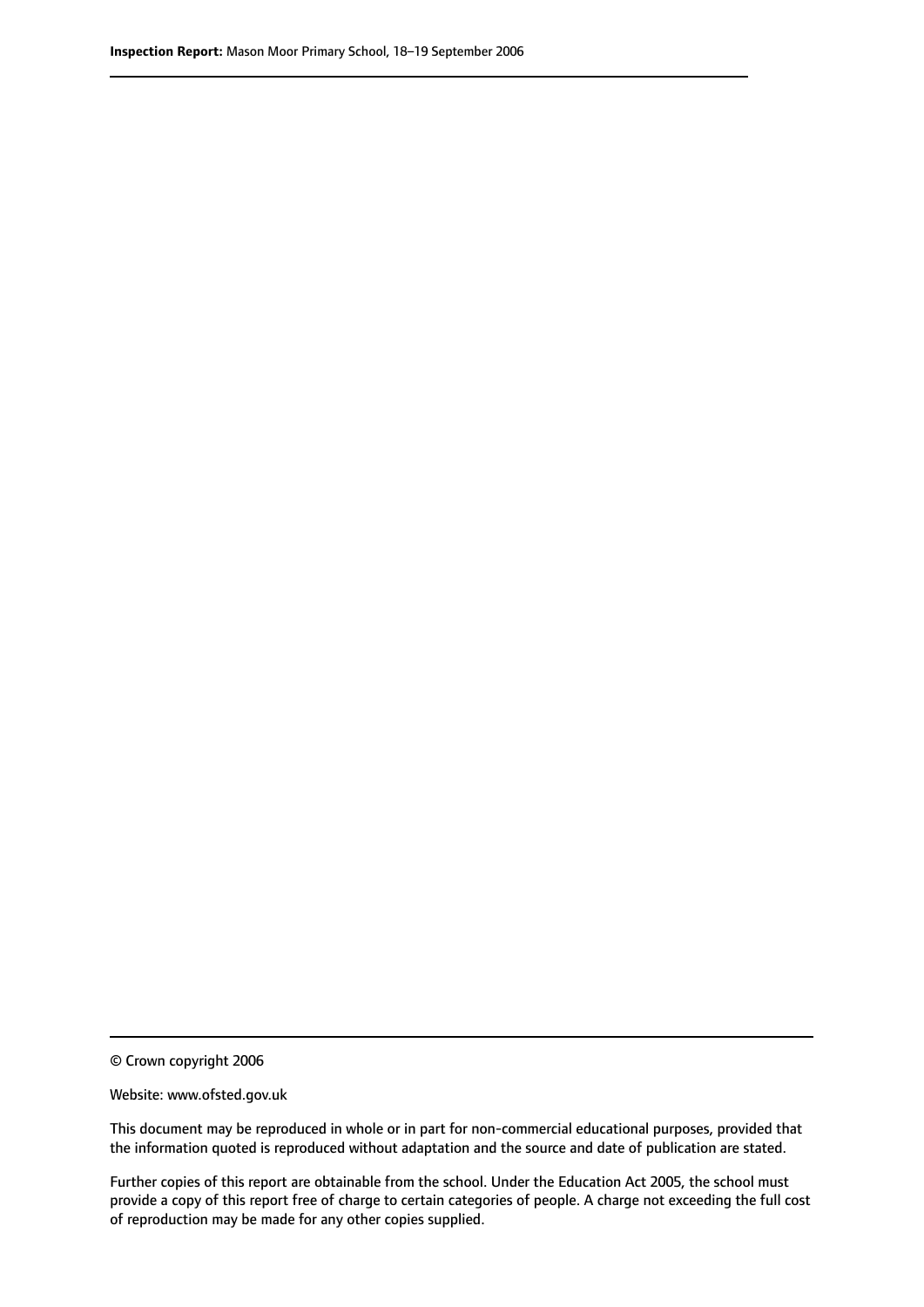© Crown copyright 2006

Website: www.ofsted.gov.uk

This document may be reproduced in whole or in part for non-commercial educational purposes, provided that the information quoted is reproduced without adaptation and the source and date of publication are stated.

Further copies of this report are obtainable from the school. Under the Education Act 2005, the school must provide a copy of this report free of charge to certain categories of people. A charge not exceeding the full cost of reproduction may be made for any other copies supplied.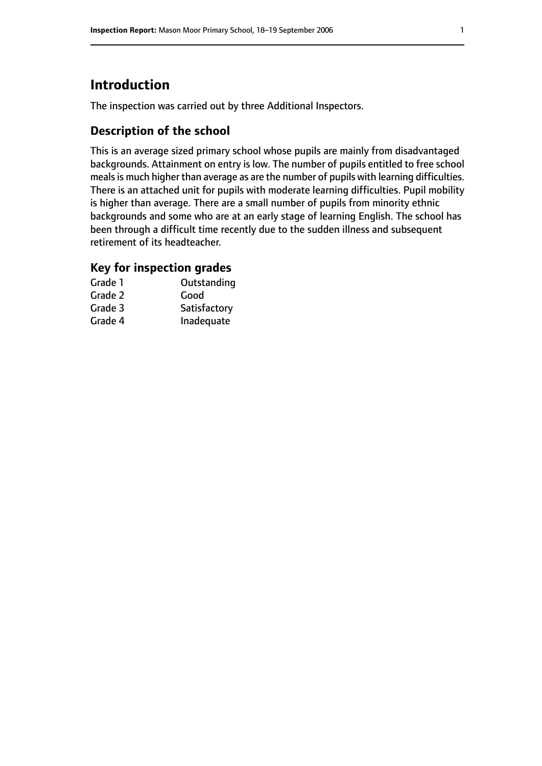# Introduction

The inspection was carried out by three Additional Inspectors.

## Description of the school

This is an average sized primary school whose pupils are mainly from disadvantaged backgrounds. Attainment on entry is low. The number of pupils entitled to free school meals is much higher than average as are the number of pupils with learning difficulties. There is an attached unit for pupils with moderate learning difficulties. Pupil mobility is higher than average. There are a small number of pupils from minority ethnic backgrounds and some who are at an early stage of learning English. The school has been through a difficult time recently due to the sudden illness and subsequent retirement of its headteacher.

## Key for inspection grades

| | |
|---|---|
| Grade 1 | Outstanding |
| Grade 2 | Good |
| Grade 3 | Satisfactory |
| Grade 4 | Inadequate |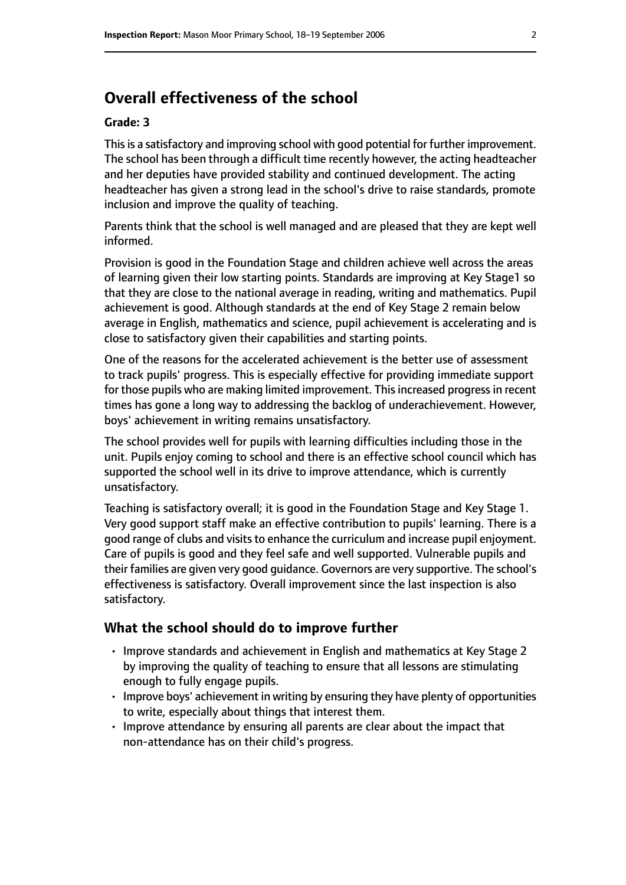## Overall effectiveness of the school

**Grade: 3**

This is a satisfactory and improving school with good potential for further improvement. The school has been through a difficult time recently however, the acting headteacher and her deputies have provided stability and continued development. The acting headteacher has given a strong lead in the school's drive to raise standards, promote inclusion and improve the quality of teaching.

Parents think that the school is well managed and are pleased that they are kept well informed.

Provision is good in the Foundation Stage and children achieve well across the areas of learning given their low starting points. Standards are improving at Key Stage1 so that they are close to the national average in reading, writing and mathematics. Pupil achievement is good. Although standards at the end of Key Stage 2 remain below average in English, mathematics and science, pupil achievement is accelerating and is close to satisfactory given their capabilities and starting points.

One of the reasons for the accelerated achievement is the better use of assessment to track pupils' progress. This is especially effective for providing immediate support for those pupils who are making limited improvement. This increased progress in recent times has gone a long way to addressing the backlog of underachievement. However, boys' achievement in writing remains unsatisfactory.

The school provides well for pupils with learning difficulties including those in the unit. Pupils enjoy coming to school and there is an effective school council which has supported the school well in its drive to improve attendance, which is currently unsatisfactory.

Teaching is satisfactory overall; it is good in the Foundation Stage and Key Stage 1. Very good support staff make an effective contribution to pupils' learning. There is a good range of clubs and visits to enhance the curriculum and increase pupil enjoyment. Care of pupils is good and they feel safe and well supported. Vulnerable pupils and their families are given very good guidance. Governors are very supportive. The school's effectiveness is satisfactory. Overall improvement since the last inspection is also satisfactory.

### What the school should do to improve further

- Improve standards and achievement in English and mathematics at Key Stage 2 by improving the quality of teaching to ensure that all lessons are stimulating enough to fully engage pupils.
- Improve boys' achievement in writing by ensuring they have plenty of opportunities to write, especially about things that interest them.
- Improve attendance by ensuring all parents are clear about the impact that non-attendance has on their child's progress.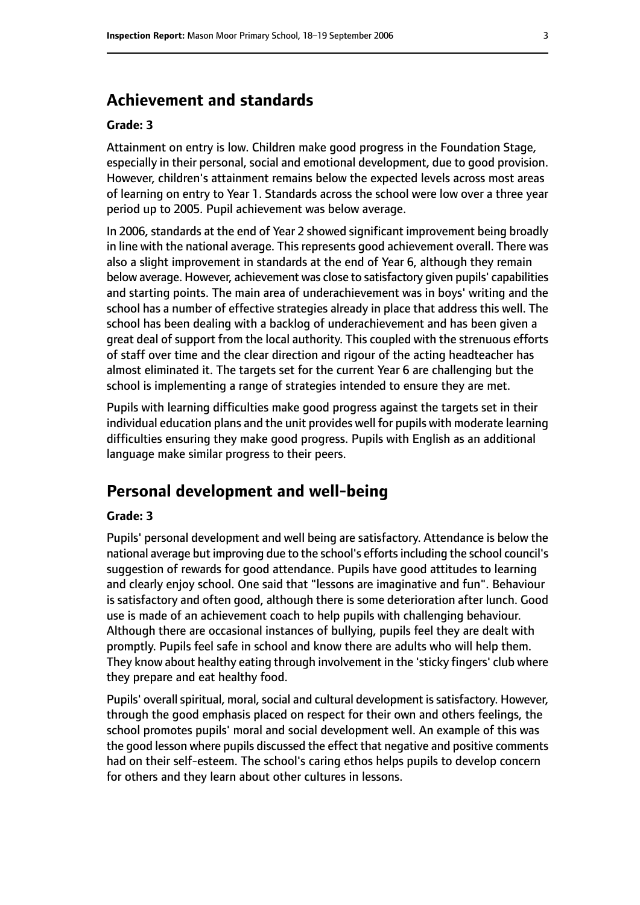## Achievement and standards

### Grade: 3

Attainment on entry is low. Children make good progress in the Foundation Stage, especially in their personal, social and emotional development, due to good provision. However, children's attainment remains below the expected levels across most areas of learning on entry to Year 1. Standards across the school were low over a three year period up to 2005. Pupil achievement was below average.

In 2006, standards at the end of Year 2 showed significant improvement being broadly in line with the national average. This represents good achievement overall. There was also a slight improvement in standards at the end of Year 6, although they remain below average. However, achievement was close to satisfactory given pupils' capabilities and starting points. The main area of underachievement was in boys' writing and the school has a number of effective strategies already in place that address this well. The school has been dealing with a backlog of underachievement and has been given a great deal of support from the local authority. This coupled with the strenuous efforts of staff over time and the clear direction and rigour of the acting headteacher has almost eliminated it. The targets set for the current Year 6 are challenging but the school is implementing a range of strategies intended to ensure they are met.

Pupils with learning difficulties make good progress against the targets set in their individual education plans and the unit provides well for pupils with moderate learning difficulties ensuring they make good progress. Pupils with English as an additional language make similar progress to their peers.

## Personal development and well-being

### Grade: 3

Pupils' personal development and well being are satisfactory. Attendance is below the national average but improving due to the school's efforts including the school council's suggestion of rewards for good attendance. Pupils have good attitudes to learning and clearly enjoy school. One said that "lessons are imaginative and fun". Behaviour is satisfactory and often good, although there is some deterioration after lunch. Good use is made of an achievement coach to help pupils with challenging behaviour. Although there are occasional instances of bullying, pupils feel they are dealt with promptly. Pupils feel safe in school and know there are adults who will help them. They know about healthy eating through involvement in the 'sticky fingers' club where they prepare and eat healthy food.

Pupils' overall spiritual, moral, social and cultural development is satisfactory. However, through the good emphasis placed on respect for their own and others feelings, the school promotes pupils' moral and social development well. An example of this was the good lesson where pupils discussed the effect that negative and positive comments had on their self-esteem. The school's caring ethos helps pupils to develop concern for others and they learn about other cultures in lessons.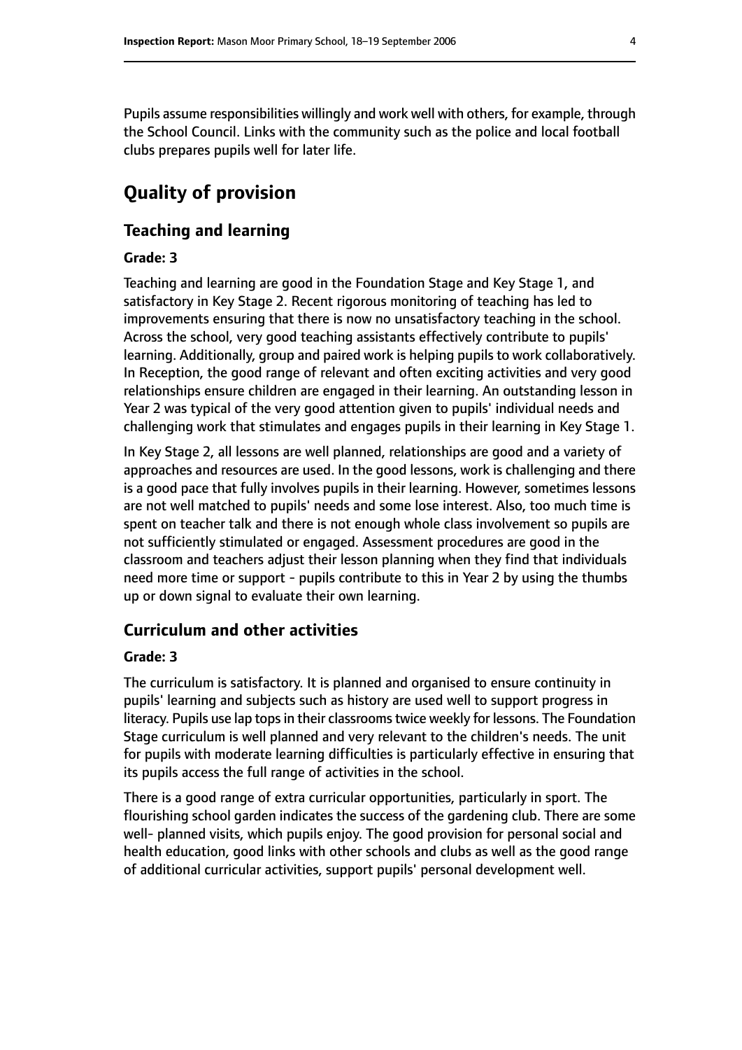Pupils assume responsibilities willingly and work well with others, for example, through the School Council. Links with the community such as the police and local football clubs prepares pupils well for later life.

# Quality of provision

## Teaching and learning

### Grade: 3

Teaching and learning are good in the Foundation Stage and Key Stage 1, and satisfactory in Key Stage 2. Recent rigorous monitoring of teaching has led to improvements ensuring that there is now no unsatisfactory teaching in the school. Across the school, very good teaching assistants effectively contribute to pupils' learning. Additionally, group and paired work is helping pupils to work collaboratively. In Reception, the good range of relevant and often exciting activities and very good relationships ensure children are engaged in their learning. An outstanding lesson in Year 2 was typical of the very good attention given to pupils' individual needs and challenging work that stimulates and engages pupils in their learning in Key Stage 1.

In Key Stage 2, all lessons are well planned, relationships are good and a variety of approaches and resources are used. In the good lessons, work is challenging and there is a good pace that fully involves pupils in their learning. However, sometimes lessons are not well matched to pupils' needs and some lose interest. Also, too much time is spent on teacher talk and there is not enough whole class involvement so pupils are not sufficiently stimulated or engaged. Assessment procedures are good in the classroom and teachers adjust their lesson planning when they find that individuals need more time or support - pupils contribute to this in Year 2 by using the thumbs up or down signal to evaluate their own learning.

## Curriculum and other activities

### Grade: 3

The curriculum is satisfactory. It is planned and organised to ensure continuity in pupils' learning and subjects such as history are used well to support progress in literacy. Pupils use lap tops in their classrooms twice weekly for lessons. The Foundation Stage curriculum is well planned and very relevant to the children's needs. The unit for pupils with moderate learning difficulties is particularly effective in ensuring that its pupils access the full range of activities in the school.

There is a good range of extra curricular opportunities, particularly in sport. The flourishing school garden indicates the success of the gardening club. There are some well- planned visits, which pupils enjoy. The good provision for personal social and health education, good links with other schools and clubs as well as the good range of additional curricular activities, support pupils' personal development well.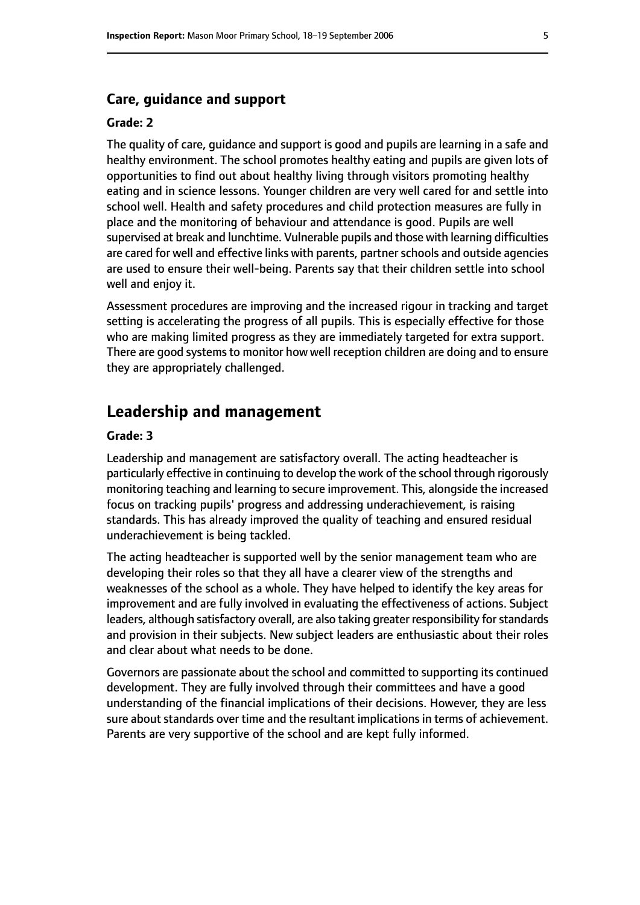### Care, guidance and support

#### Grade: 2

The quality of care, guidance and support is good and pupils are learning in a safe and healthy environment. The school promotes healthy eating and pupils are given lots of opportunities to find out about healthy living through visitors promoting healthy eating and in science lessons. Younger children are very well cared for and settle into school well. Health and safety procedures and child protection measures are fully in place and the monitoring of behaviour and attendance is good. Pupils are well supervised at break and lunchtime. Vulnerable pupils and those with learning difficulties are cared for well and effective links with parents, partner schools and outside agencies are used to ensure their well-being. Parents say that their children settle into school well and enjoy it.

Assessment procedures are improving and the increased rigour in tracking and target setting is accelerating the progress of all pupils. This is especially effective for those who are making limited progress as they are immediately targeted for extra support. There are good systems to monitor how well reception children are doing and to ensure they are appropriately challenged.

## Leadership and management

#### Grade: 3

Leadership and management are satisfactory overall. The acting headteacher is particularly effective in continuing to develop the work of the school through rigorously monitoring teaching and learning to secure improvement. This, alongside the increased focus on tracking pupils' progress and addressing underachievement, is raising standards. This has already improved the quality of teaching and ensured residual underachievement is being tackled.

The acting headteacher is supported well by the senior management team who are developing their roles so that they all have a clearer view of the strengths and weaknesses of the school as a whole. They have helped to identify the key areas for improvement and are fully involved in evaluating the effectiveness of actions. Subject leaders, although satisfactory overall, are also taking greater responsibility for standards and provision in their subjects. New subject leaders are enthusiastic about their roles and clear about what needs to be done.

Governors are passionate about the school and committed to supporting its continued development. They are fully involved through their committees and have a good understanding of the financial implications of their decisions. However, they are less sure about standards over time and the resultant implications in terms of achievement. Parents are very supportive of the school and are kept fully informed.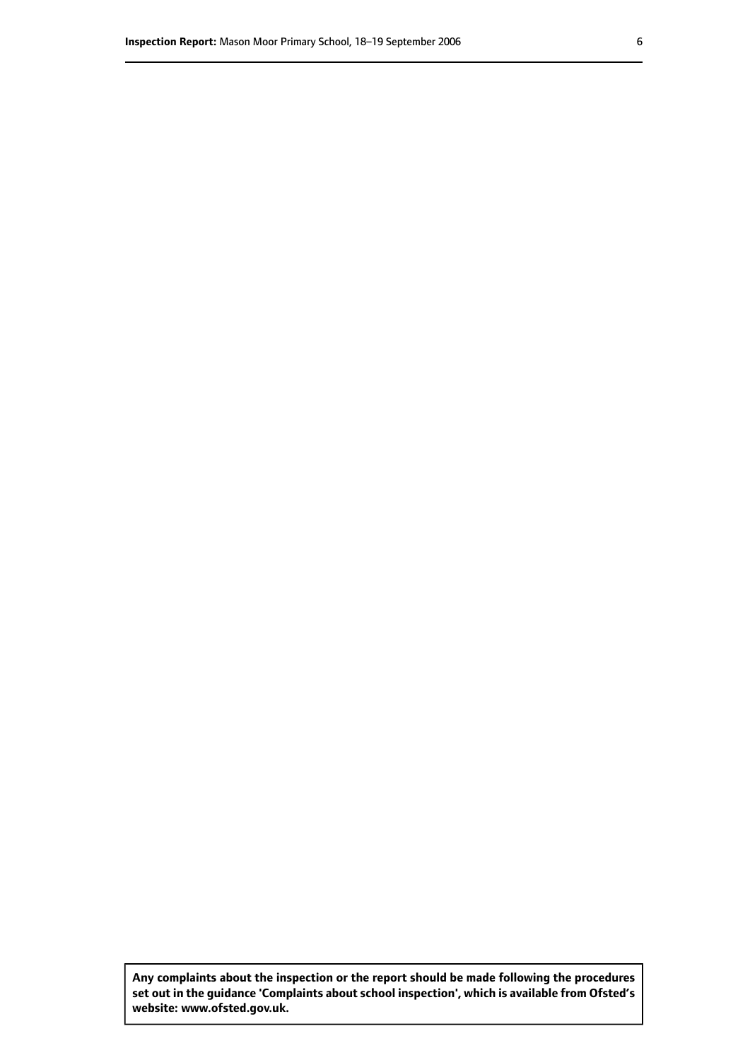**Any complaints about the inspection or the report should be made following the procedures set out in the guidance 'Complaints about school inspection', which is available from Ofsted's website: www.ofsted.gov.uk.**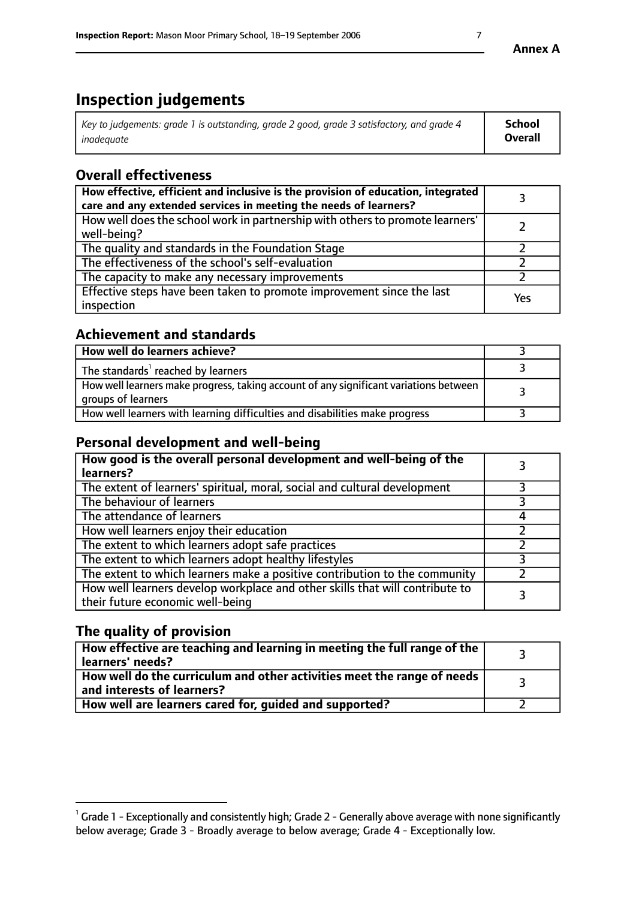Annex A

# Inspection judgements

| *Key to judgements: grade 1 is outstanding, grade 2 good, grade 3 satisfactory, and grade 4 inadequate* | **School Overall** |
|---|---|

## Overall effectiveness

| | |
|---|---|
| **How effective, efficient and inclusive is the provision of education, integrated care and any extended services in meeting the needs of learners?** | 3 |
| How well does the school work in partnership with others to promote learners' well-being? | 2 |
| The quality and standards in the Foundation Stage | 2 |
| The effectiveness of the school's self-evaluation | 2 |
| The capacity to make any necessary improvements | 2 |
| Effective steps have been taken to promote improvement since the last inspection | Yes |

## Achievement and standards

| | |
|---|---|
| **How well do learners achieve?** | 3 |
| The standards[1] reached by learners | 3 |
| How well learners make progress, taking account of any significant variations between groups of learners | 3 |
| How well learners with learning difficulties and disabilities make progress | 3 |

## Personal development and well-being

| | |
|---|---|
| **How good is the overall personal development and well-being of the learners?** | 3 |
| The extent of learners' spiritual, moral, social and cultural development | 3 |
| The behaviour of learners | 3 |
| The attendance of learners | 4 |
| How well learners enjoy their education | 2 |
| The extent to which learners adopt safe practices | 2 |
| The extent to which learners adopt healthy lifestyles | 3 |
| The extent to which learners make a positive contribution to the community | 2 |
| How well learners develop workplace and other skills that will contribute to their future economic well-being | 3 |

## The quality of provision

| | |
|---|---|
| **How effective are teaching and learning in meeting the full range of the learners' needs?** | 3 |
| **How well do the curriculum and other activities meet the range of needs and interests of learners?** | 3 |
| **How well are learners cared for, guided and supported?** | 2 |

[1] Grade 1 - Exceptionally and consistently high; Grade 2 - Generally above average with none significantly below average; Grade 3 - Broadly average to below average; Grade 4 - Exceptionally low.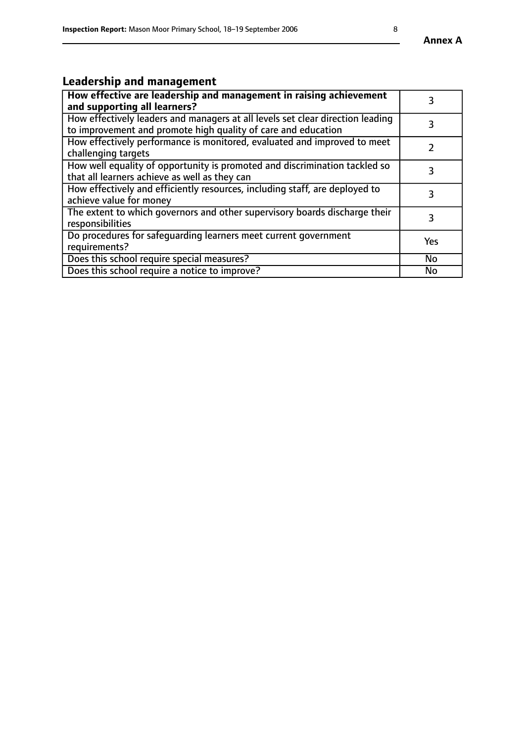## Leadership and management

| | |
|---|---|
| **How effective are leadership and management in raising achievement and supporting all learners?** | 3 |
| How effectively leaders and managers at all levels set clear direction leading to improvement and promote high quality of care and education | 3 |
| How effectively performance is monitored, evaluated and improved to meet challenging targets | 2 |
| How well equality of opportunity is promoted and discrimination tackled so that all learners achieve as well as they can | 3 |
| How effectively and efficiently resources, including staff, are deployed to achieve value for money | 3 |
| The extent to which governors and other supervisory boards discharge their responsibilities | 3 |
| Do procedures for safeguarding learners meet current government requirements? | Yes |
| Does this school require special measures? | No |
| Does this school require a notice to improve? | No |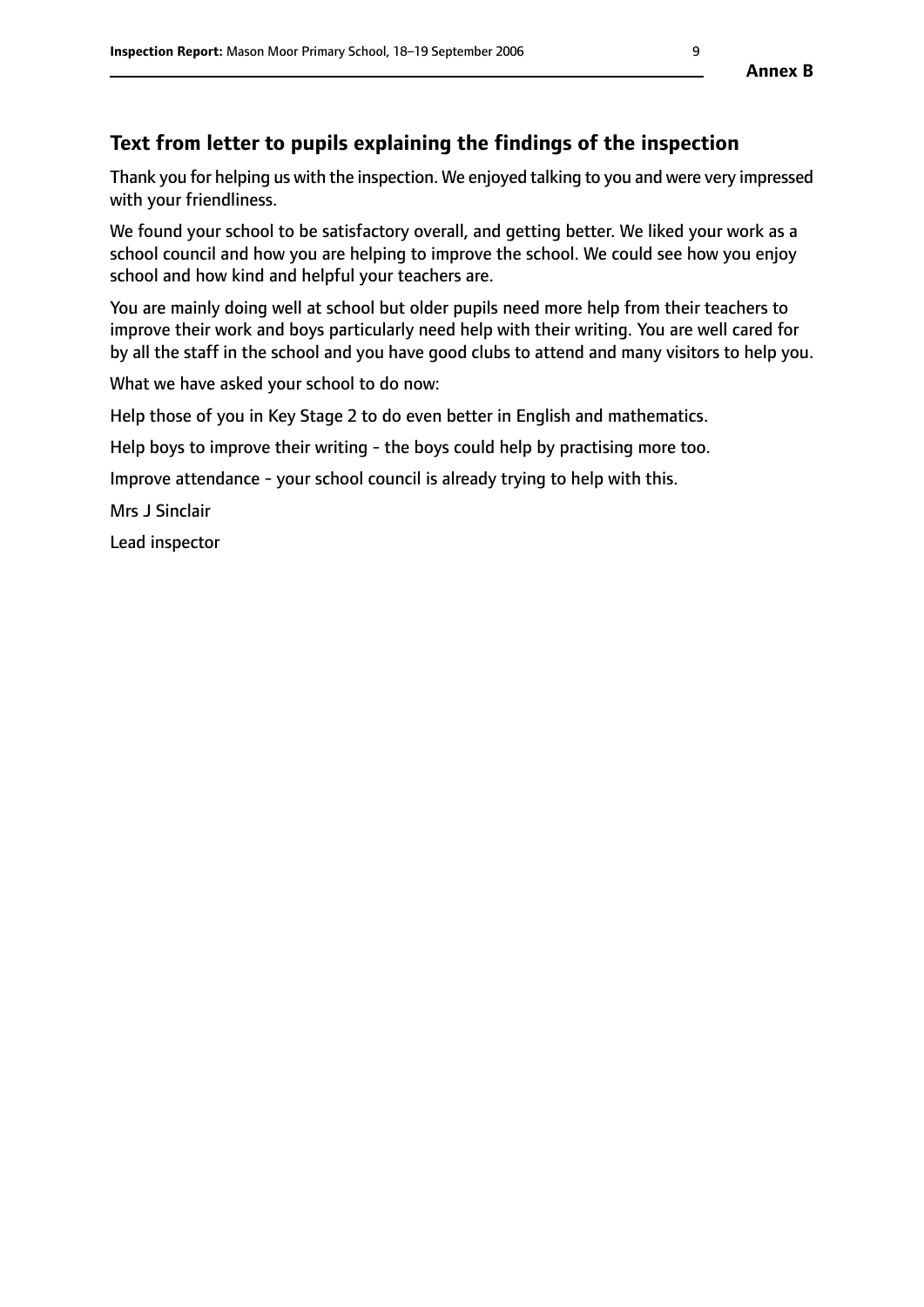## Text from letter to pupils explaining the findings of the inspection

Thank you for helping us with the inspection. We enjoyed talking to you and were very impressed with your friendliness.

We found your school to be satisfactory overall, and getting better. We liked your work as a school council and how you are helping to improve the school. We could see how you enjoy school and how kind and helpful your teachers are.

You are mainly doing well at school but older pupils need more help from their teachers to improve their work and boys particularly need help with their writing. You are well cared for by all the staff in the school and you have good clubs to attend and many visitors to help you.

What we have asked your school to do now:

Help those of you in Key Stage 2 to do even better in English and mathematics.

Help boys to improve their writing - the boys could help by practising more too.

Improve attendance - your school council is already trying to help with this.

Mrs J Sinclair

Lead inspector